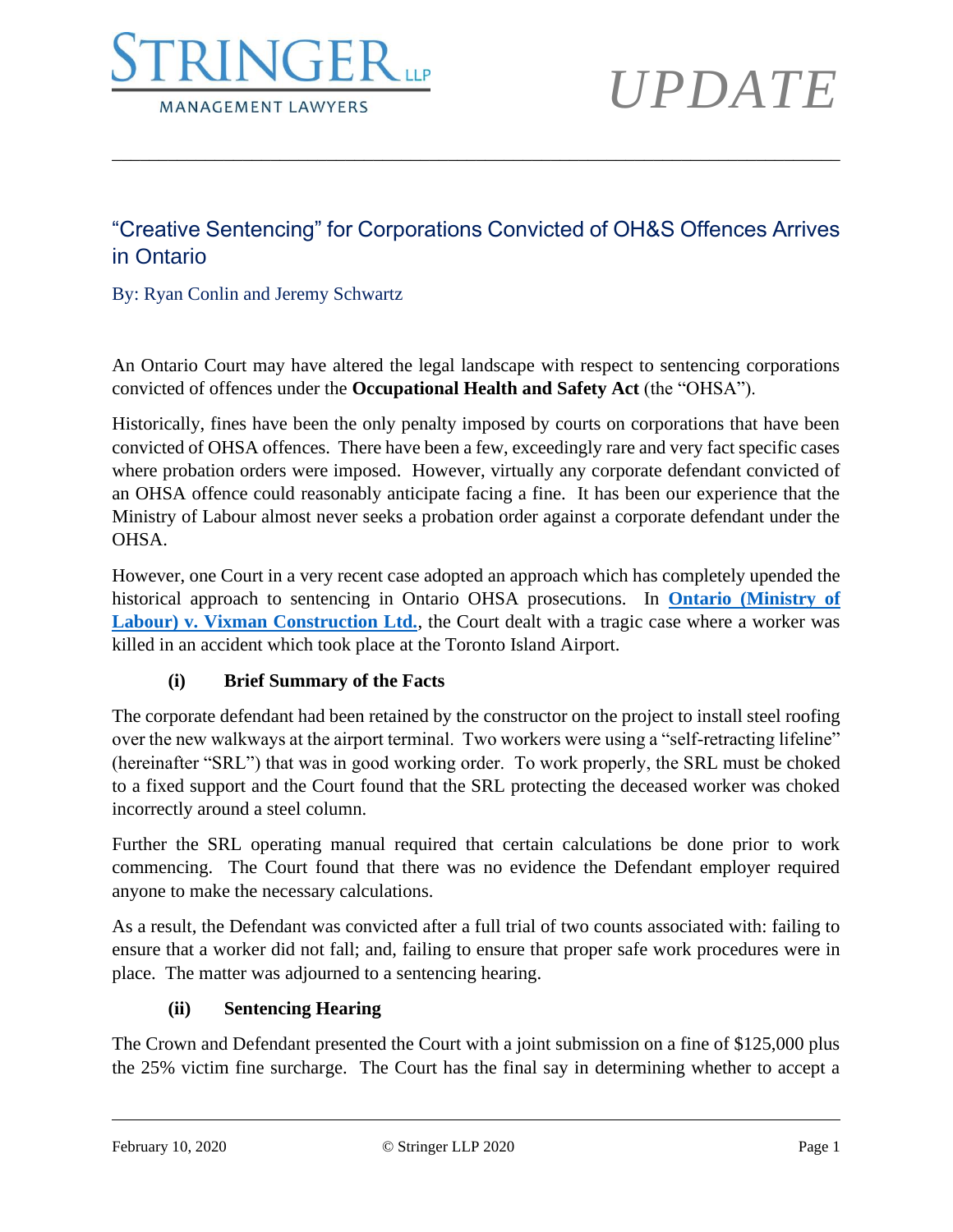STRINGER LLP

MANAGEMENT LAWYERS

*UPDATE*

---

## "Creative Sentencing" for Corporations Convicted of OH&S Offences Arrives in Ontario

By: Ryan Conlin and Jeremy Schwartz

An Ontario Court may have altered the legal landscape with respect to sentencing corporations convicted of offences under the **Occupational Health and Safety Act** (the "OHSA").

Historically, fines have been the only penalty imposed by courts on corporations that have been convicted of OHSA offences. There have been a few, exceedingly rare and very fact specific cases where probation orders were imposed. However, virtually any corporate defendant convicted of an OHSA offence could reasonably anticipate facing a fine. It has been our experience that the Ministry of Labour almost never seeks a probation order against a corporate defendant under the OHSA.

However, one Court in a very recent case adopted an approach which has completely upended the historical approach to sentencing in Ontario OHSA prosecutions. In **Ontario (Ministry of Labour) v. Vixman Construction Ltd.**, the Court dealt with a tragic case where a worker was killed in an accident which took place at the Toronto Island Airport.

### (i) Brief Summary of the Facts

The corporate defendant had been retained by the constructor on the project to install steel roofing over the new walkways at the airport terminal. Two workers were using a "self-retracting lifeline" (hereinafter "SRL") that was in good working order. To work properly, the SRL must be choked to a fixed support and the Court found that the SRL protecting the deceased worker was choked incorrectly around a steel column.

Further the SRL operating manual required that certain calculations be done prior to work commencing. The Court found that there was no evidence the Defendant employer required anyone to make the necessary calculations.

As a result, the Defendant was convicted after a full trial of two counts associated with: failing to ensure that a worker did not fall; and, failing to ensure that proper safe work procedures were in place. The matter was adjourned to a sentencing hearing.

### (ii) Sentencing Hearing

The Crown and Defendant presented the Court with a joint submission on a fine of $125,000 plus the 25% victim fine surcharge. The Court has the final say in determining whether to accept a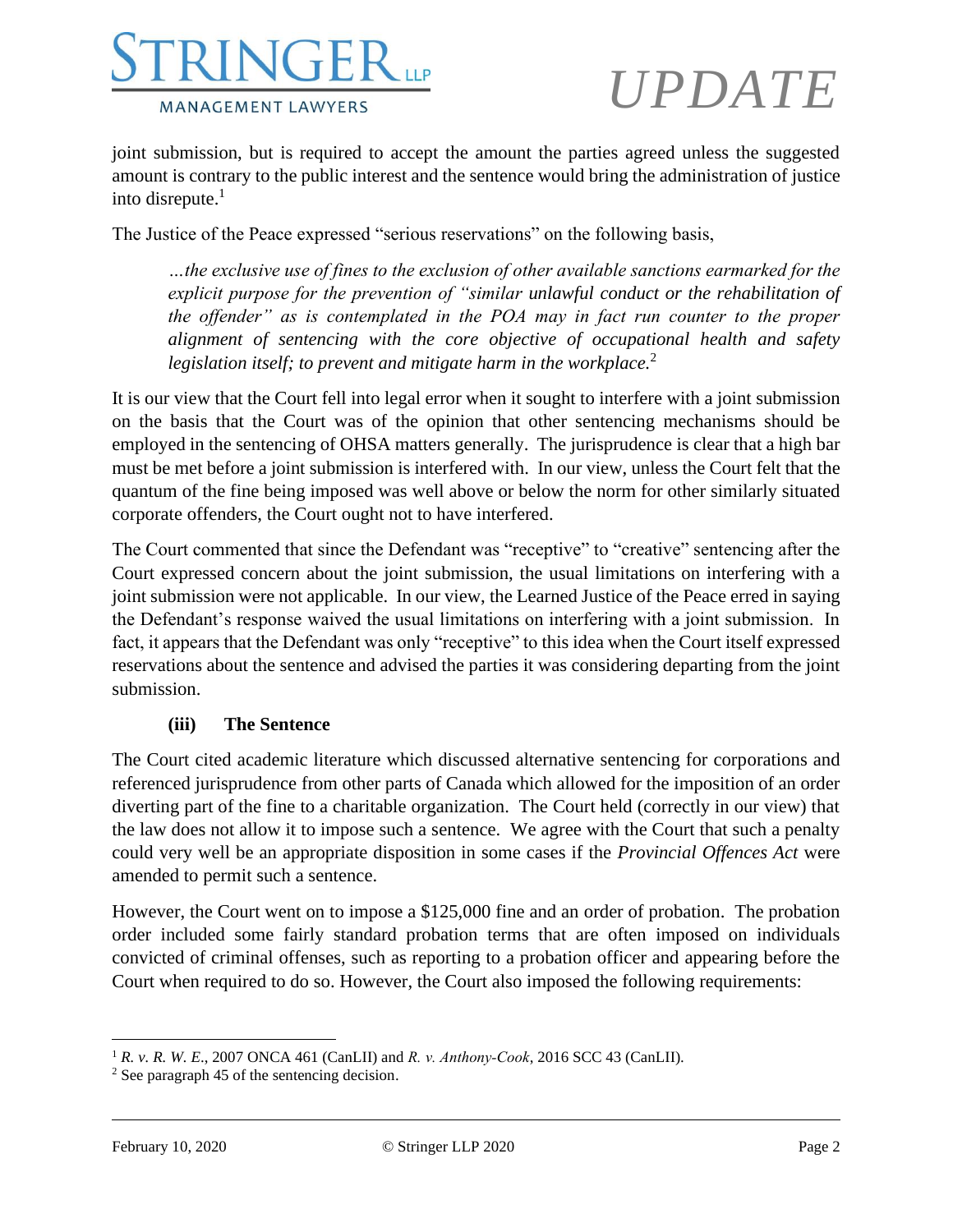joint submission, but is required to accept the amount the parties agreed unless the suggested amount is contrary to the public interest and the sentence would bring the administration of justice into disrepute.[1]

The Justice of the Peace expressed "serious reservations" on the following basis,

> *…the exclusive use of fines to the exclusion of other available sanctions earmarked for the explicit purpose for the prevention of "similar unlawful conduct or the rehabilitation of the offender" as is contemplated in the POA may in fact run counter to the proper alignment of sentencing with the core objective of occupational health and safety legislation itself; to prevent and mitigate harm in the workplace.*[2]

It is our view that the Court fell into legal error when it sought to interfere with a joint submission on the basis that the Court was of the opinion that other sentencing mechanisms should be employed in the sentencing of OHSA matters generally. The jurisprudence is clear that a high bar must be met before a joint submission is interfered with. In our view, unless the Court felt that the quantum of the fine being imposed was well above or below the norm for other similarly situated corporate offenders, the Court ought not to have interfered.

The Court commented that since the Defendant was "receptive" to "creative" sentencing after the Court expressed concern about the joint submission, the usual limitations on interfering with a joint submission were not applicable. In our view, the Learned Justice of the Peace erred in saying the Defendant's response waived the usual limitations on interfering with a joint submission. In fact, it appears that the Defendant was only "receptive" to this idea when the Court itself expressed reservations about the sentence and advised the parties it was considering departing from the joint submission.

### (iii) The Sentence

The Court cited academic literature which discussed alternative sentencing for corporations and referenced jurisprudence from other parts of Canada which allowed for the imposition of an order diverting part of the fine to a charitable organization. The Court held (correctly in our view) that the law does not allow it to impose such a sentence. We agree with the Court that such a penalty could very well be an appropriate disposition in some cases if the *Provincial Offences Act* were amended to permit such a sentence.

However, the Court went on to impose a $125,000 fine and an order of probation. The probation order included some fairly standard probation terms that are often imposed on individuals convicted of criminal offenses, such as reporting to a probation officer and appearing before the Court when required to do so. However, the Court also imposed the following requirements:

---

[1] *R. v. R. W. E.*, 2007 ONCA 461 (CanLII) and *R. v. Anthony-Cook*, 2016 SCC 43 (CanLII).

[2] See paragraph 45 of the sentencing decision.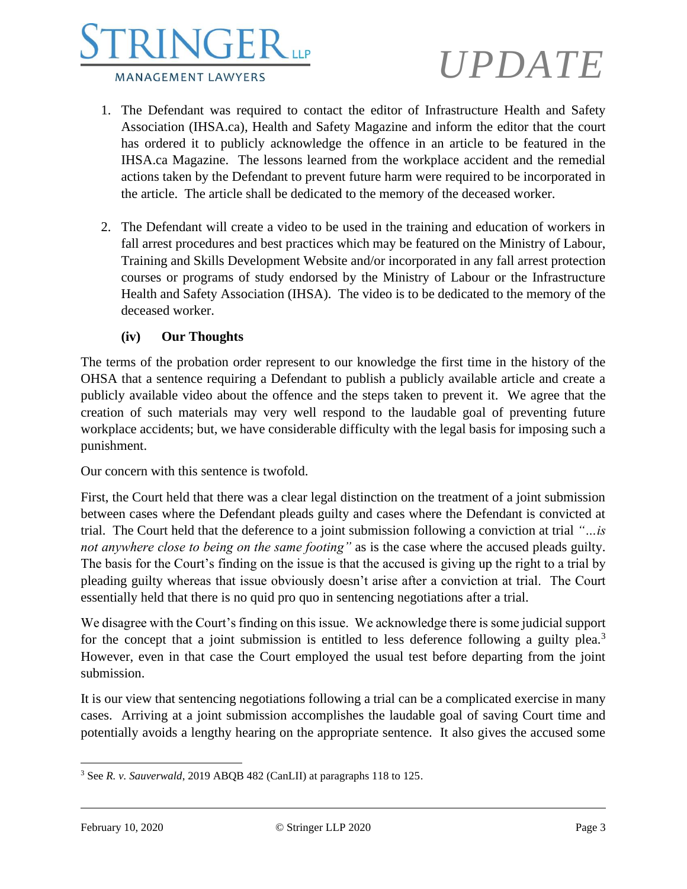1. The Defendant was required to contact the editor of Infrastructure Health and Safety Association (IHSA.ca), Health and Safety Magazine and inform the editor that the court has ordered it to publicly acknowledge the offence in an article to be featured in the IHSA.ca Magazine. The lessons learned from the workplace accident and the remedial actions taken by the Defendant to prevent future harm were required to be incorporated in the article. The article shall be dedicated to the memory of the deceased worker.

2. The Defendant will create a video to be used in the training and education of workers in fall arrest procedures and best practices which may be featured on the Ministry of Labour, Training and Skills Development Website and/or incorporated in any fall arrest protection courses or programs of study endorsed by the Ministry of Labour or the Infrastructure Health and Safety Association (IHSA). The video is to be dedicated to the memory of the deceased worker.

#### (iv) Our Thoughts

The terms of the probation order represent to our knowledge the first time in the history of the OHSA that a sentence requiring a Defendant to publish a publicly available article and create a publicly available video about the offence and the steps taken to prevent it. We agree that the creation of such materials may very well respond to the laudable goal of preventing future workplace accidents; but, we have considerable difficulty with the legal basis for imposing such a punishment.

Our concern with this sentence is twofold.

First, the Court held that there was a clear legal distinction on the treatment of a joint submission between cases where the Defendant pleads guilty and cases where the Defendant is convicted at trial. The Court held that the deference to a joint submission following a conviction at trial *"…is not anywhere close to being on the same footing"* as is the case where the accused pleads guilty. The basis for the Court's finding on the issue is that the accused is giving up the right to a trial by pleading guilty whereas that issue obviously doesn't arise after a conviction at trial. The Court essentially held that there is no quid pro quo in sentencing negotiations after a trial.

We disagree with the Court's finding on this issue. We acknowledge there is some judicial support for the concept that a joint submission is entitled to less deference following a guilty plea.[3] However, even in that case the Court employed the usual test before departing from the joint submission.

It is our view that sentencing negotiations following a trial can be a complicated exercise in many cases. Arriving at a joint submission accomplishes the laudable goal of saving Court time and potentially avoids a lengthy hearing on the appropriate sentence. It also gives the accused some

---

[3] See *R. v. Sauverwald*, 2019 ABQB 482 (CanLII) at paragraphs 118 to 125.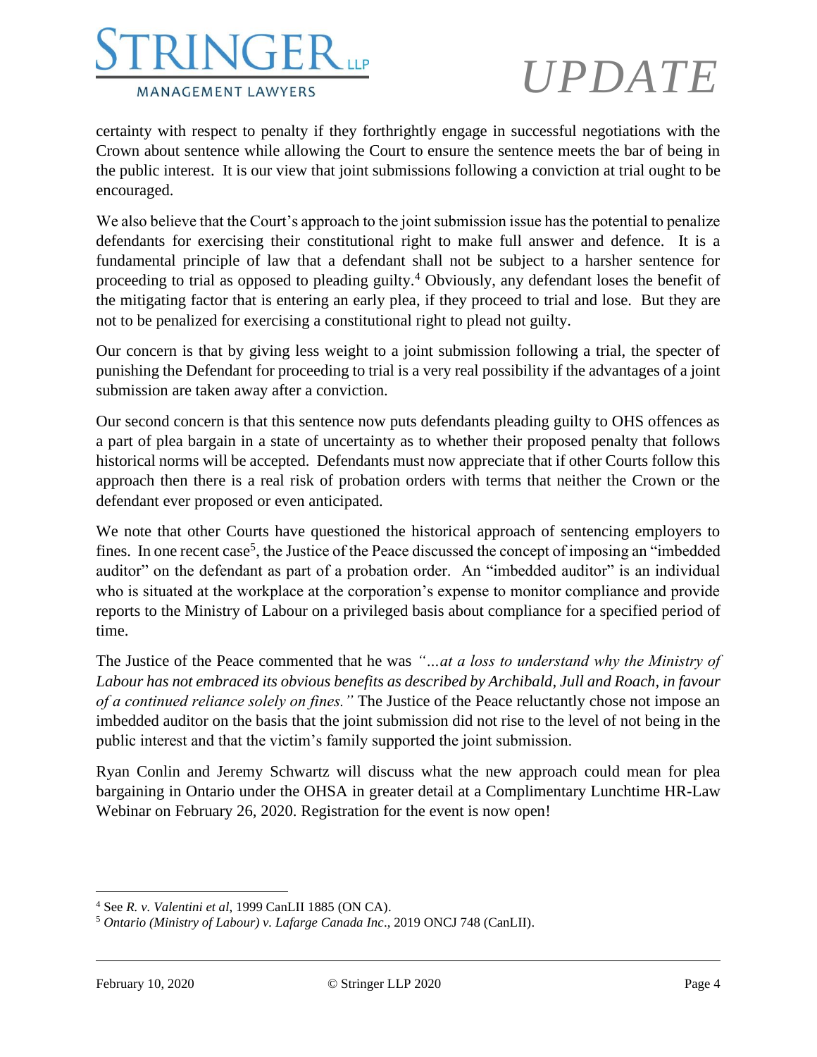certainty with respect to penalty if they forthrightly engage in successful negotiations with the Crown about sentence while allowing the Court to ensure the sentence meets the bar of being in the public interest. It is our view that joint submissions following a conviction at trial ought to be encouraged.

We also believe that the Court's approach to the joint submission issue has the potential to penalize defendants for exercising their constitutional right to make full answer and defence. It is a fundamental principle of law that a defendant shall not be subject to a harsher sentence for proceeding to trial as opposed to pleading guilty.[4] Obviously, any defendant loses the benefit of the mitigating factor that is entering an early plea, if they proceed to trial and lose. But they are not to be penalized for exercising a constitutional right to plead not guilty.

Our concern is that by giving less weight to a joint submission following a trial, the specter of punishing the Defendant for proceeding to trial is a very real possibility if the advantages of a joint submission are taken away after a conviction.

Our second concern is that this sentence now puts defendants pleading guilty to OHS offences as a part of plea bargain in a state of uncertainty as to whether their proposed penalty that follows historical norms will be accepted. Defendants must now appreciate that if other Courts follow this approach then there is a real risk of probation orders with terms that neither the Crown or the defendant ever proposed or even anticipated.

We note that other Courts have questioned the historical approach of sentencing employers to fines. In one recent case[5], the Justice of the Peace discussed the concept of imposing an "imbedded auditor" on the defendant as part of a probation order. An "imbedded auditor" is an individual who is situated at the workplace at the corporation's expense to monitor compliance and provide reports to the Ministry of Labour on a privileged basis about compliance for a specified period of time.

The Justice of the Peace commented that he was *"…at a loss to understand why the Ministry of Labour has not embraced its obvious benefits as described by Archibald, Jull and Roach, in favour of a continued reliance solely on fines."* The Justice of the Peace reluctantly chose not impose an imbedded auditor on the basis that the joint submission did not rise to the level of not being in the public interest and that the victim's family supported the joint submission.

Ryan Conlin and Jeremy Schwartz will discuss what the new approach could mean for plea bargaining in Ontario under the OHSA in greater detail at a Complimentary Lunchtime HR-Law Webinar on February 26, 2020. Registration for the event is now open!

---

[4] See *R. v. Valentini et al*, 1999 CanLII 1885 (ON CA).

[5] *Ontario (Ministry of Labour) v. Lafarge Canada Inc*., 2019 ONCJ 748 (CanLII).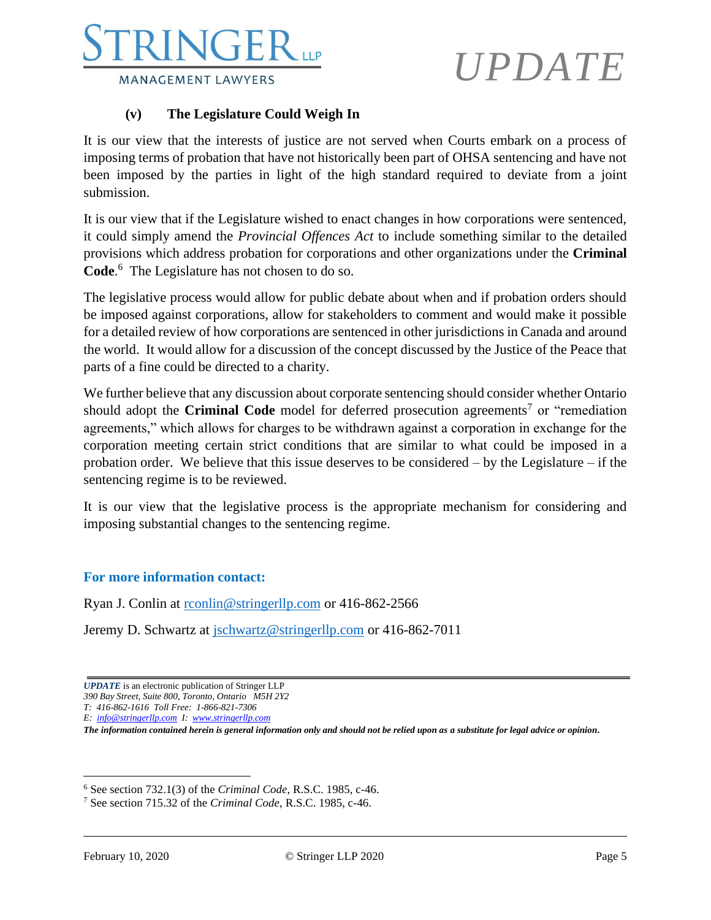#### (v) The Legislature Could Weigh In

It is our view that the interests of justice are not served when Courts embark on a process of imposing terms of probation that have not historically been part of OHSA sentencing and have not been imposed by the parties in light of the high standard required to deviate from a joint submission.

It is our view that if the Legislature wished to enact changes in how corporations were sentenced, it could simply amend the *Provincial Offences Act* to include something similar to the detailed provisions which address probation for corporations and other organizations under the **Criminal Code**.[6] The Legislature has not chosen to do so.

The legislative process would allow for public debate about when and if probation orders should be imposed against corporations, allow for stakeholders to comment and would make it possible for a detailed review of how corporations are sentenced in other jurisdictions in Canada and around the world. It would allow for a discussion of the concept discussed by the Justice of the Peace that parts of a fine could be directed to a charity.

We further believe that any discussion about corporate sentencing should consider whether Ontario should adopt the **Criminal Code** model for deferred prosecution agreements[7] or "remediation agreements," which allows for charges to be withdrawn against a corporation in exchange for the corporation meeting certain strict conditions that are similar to what could be imposed in a probation order. We believe that this issue deserves to be considered – by the Legislature – if the sentencing regime is to be reviewed.

It is our view that the legislative process is the appropriate mechanism for considering and imposing substantial changes to the sentencing regime.

**For more information contact:**

Ryan J. Conlin at rconlin@stringerllp.com or 416-862-2566

Jeremy D. Schwartz at jschwartz@stringerllp.com or 416-862-7011

---

***UPDATE*** is an electronic publication of Stringer LLP
*390 Bay Street, Suite 800, Toronto, Ontario M5H 2Y2*
*T: 416-862-1616 Toll Free: 1-866-821-7306*
*E: info@stringerllp.com I: www.stringerllp.com*
***The information contained herein is general information only and should not be relied upon as a substitute for legal advice or opinion.***

---

[6] See section 732.1(3) of the *Criminal Code*, R.S.C. 1985, c-46.
[7] See section 715.32 of the *Criminal Code*, R.S.C. 1985, c-46.